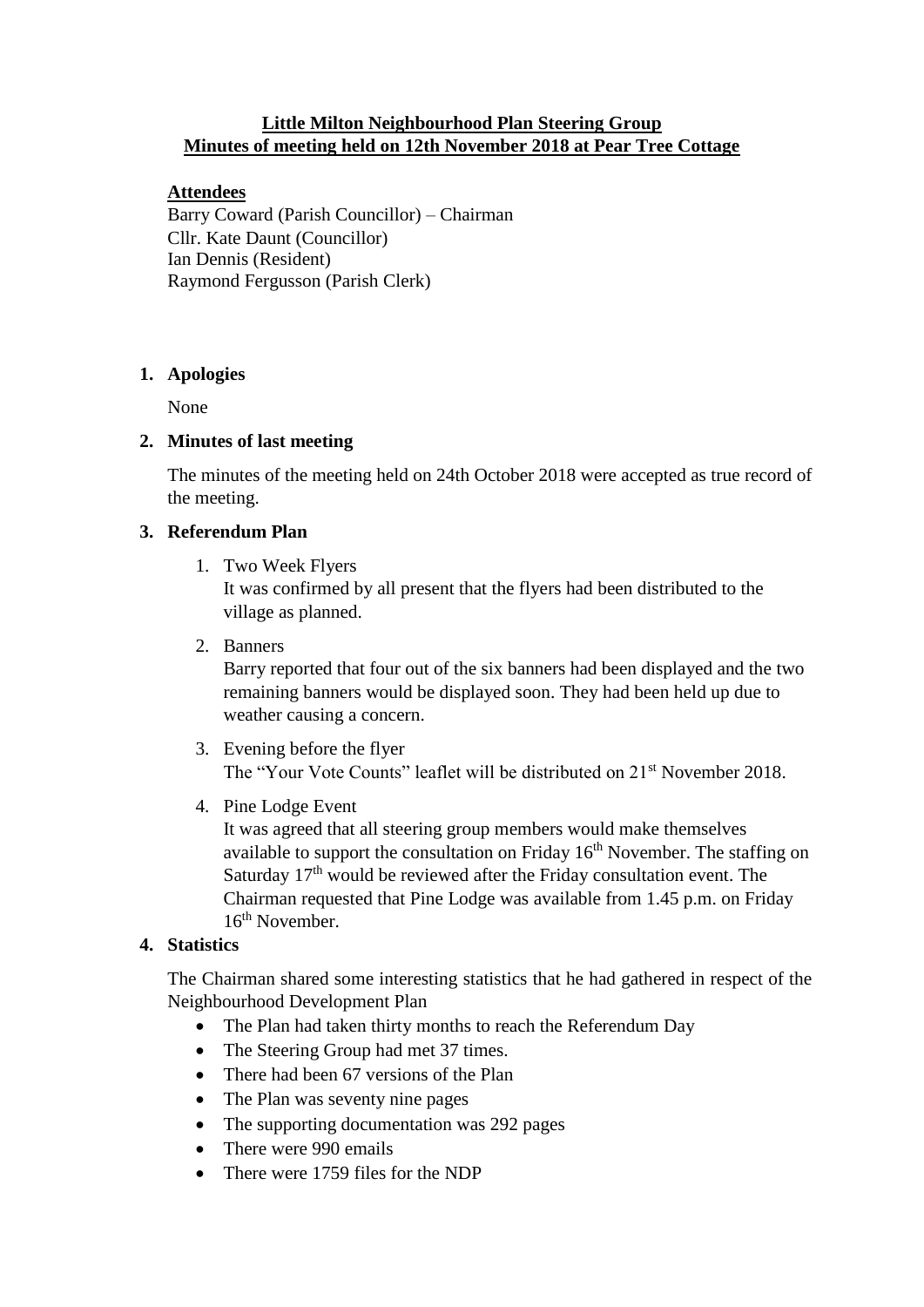# Little Milton Neighbourhood Plan Steering Group
## Minutes of meeting held on 12th November 2018 at Pear Tree Cottage

**Attendees**

Barry Coward (Parish Councillor) – Chairman
Cllr. Kate Daunt (Councillor)
Ian Dennis (Resident)
Raymond Fergusson (Parish Clerk)

1. **Apologies**

   None

2. **Minutes of last meeting**

   The minutes of the meeting held on 24th October 2018 were accepted as true record of the meeting.

3. **Referendum Plan**

   1. Two Week Flyers
      It was confirmed by all present that the flyers had been distributed to the village as planned.

   2. Banners
      Barry reported that four out of the six banners had been displayed and the two remaining banners would be displayed soon. They had been held up due to weather causing a concern.

   3. Evening before the flyer
      The "Your Vote Counts" leaflet will be distributed on 21st November 2018.

   4. Pine Lodge Event
      It was agreed that all steering group members would make themselves available to support the consultation on Friday 16th November. The staffing on Saturday 17th would be reviewed after the Friday consultation event. The Chairman requested that Pine Lodge was available from 1.45 p.m. on Friday 16th November.

4. **Statistics**

   The Chairman shared some interesting statistics that he had gathered in respect of the Neighbourhood Development Plan

   - The Plan had taken thirty months to reach the Referendum Day
   - The Steering Group had met 37 times.
   - There had been 67 versions of the Plan
   - The Plan was seventy nine pages
   - The supporting documentation was 292 pages
   - There were 990 emails
   - There were 1759 files for the NDP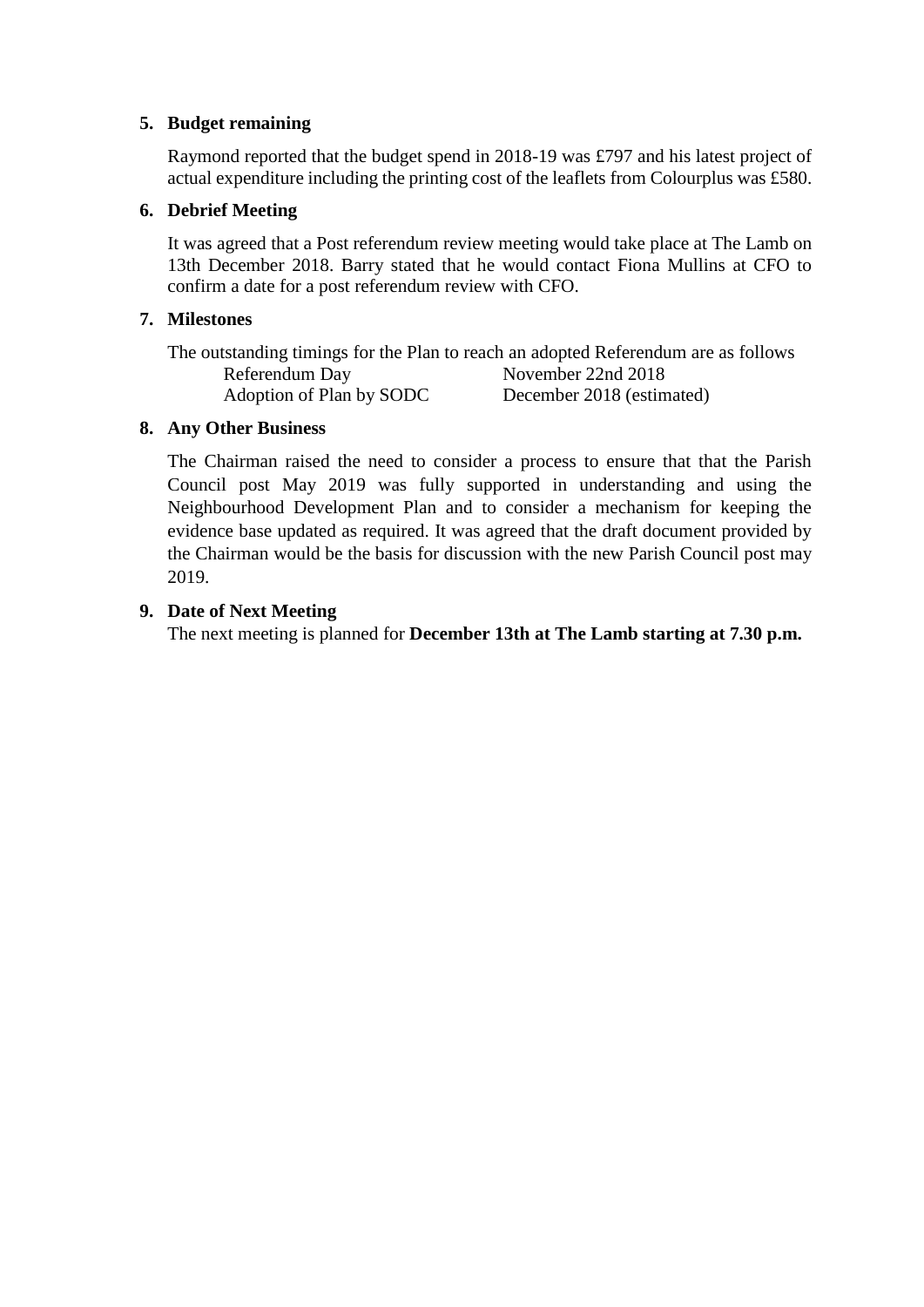5. **Budget remaining**

   Raymond reported that the budget spend in 2018-19 was £797 and his latest project of actual expenditure including the printing cost of the leaflets from Colourplus was £580.

6. **Debrief Meeting**

   It was agreed that a Post referendum review meeting would take place at The Lamb on 13th December 2018. Barry stated that he would contact Fiona Mullins at CFO to confirm a date for a post referendum review with CFO.

7. **Milestones**

   The outstanding timings for the Plan to reach an adopted Referendum are as follows

   | | |
   |---|---|
   | Referendum Day | November 22nd 2018 |
   | Adoption of Plan by SODC | December 2018 (estimated) |

8. **Any Other Business**

   The Chairman raised the need to consider a process to ensure that that the Parish Council post May 2019 was fully supported in understanding and using the Neighbourhood Development Plan and to consider a mechanism for keeping the evidence base updated as required. It was agreed that the draft document provided by the Chairman would be the basis for discussion with the new Parish Council post may 2019.

9. **Date of Next Meeting**

   The next meeting is planned for **December 13th at The Lamb starting at 7.30 p.m.**